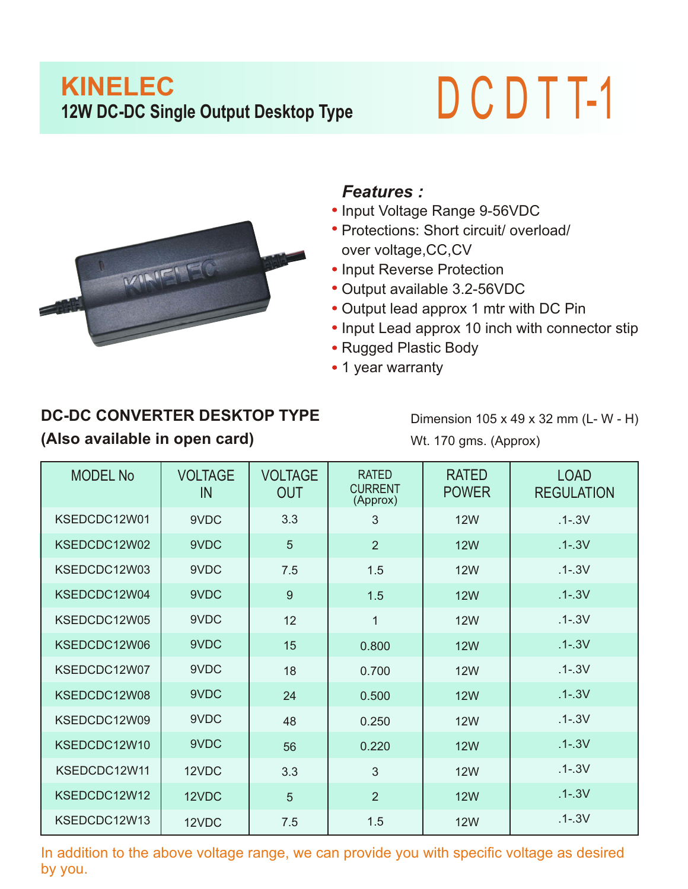# KINELEC

## 12W DC-DC Single Output Desktop Type

# DCDTT-1

### Features :

- Input Voltage Range 9-56VDC
- Protections: Short circuit/ overload/ over voltage,CC,CV
- Input Reverse Protection
- Output available 3.2-56VDC
- Output lead approx 1 mtr with DC Pin
- Input Lead approx 10 inch with connector stip
- Rugged Plastic Body
- 1 year warranty

**DC-DC CONVERTER DESKTOP TYPE**
**(Also available in open card)**

Dimension 105 x 49 x 32 mm (L- W - H)
Wt. 170 gms. (Approx)

| MODEL No | VOLTAGE IN | VOLTAGE OUT | RATED CURRENT (Approx) | RATED POWER | LOAD REGULATION |
|---|---|---|---|---|---|
| KSEDCDC12W01 | 9VDC | 3.3 | 3 | 12W | .1-.3V |
| KSEDCDC12W02 | 9VDC | 5 | 2 | 12W | .1-.3V |
| KSEDCDC12W03 | 9VDC | 7.5 | 1.5 | 12W | .1-.3V |
| KSEDCDC12W04 | 9VDC | 9 | 1.5 | 12W | .1-.3V |
| KSEDCDC12W05 | 9VDC | 12 | 1 | 12W | .1-.3V |
| KSEDCDC12W06 | 9VDC | 15 | 0.800 | 12W | .1-.3V |
| KSEDCDC12W07 | 9VDC | 18 | 0.700 | 12W | .1-.3V |
| KSEDCDC12W08 | 9VDC | 24 | 0.500 | 12W | .1-.3V |
| KSEDCDC12W09 | 9VDC | 48 | 0.250 | 12W | .1-.3V |
| KSEDCDC12W10 | 9VDC | 56 | 0.220 | 12W | .1-.3V |
| KSEDCDC12W11 | 12VDC | 3.3 | 3 | 12W | .1-.3V |
| KSEDCDC12W12 | 12VDC | 5 | 2 | 12W | .1-.3V |
| KSEDCDC12W13 | 12VDC | 7.5 | 1.5 | 12W | .1-.3V |

In addition to the above voltage range, we can provide you with specific voltage as desired by you.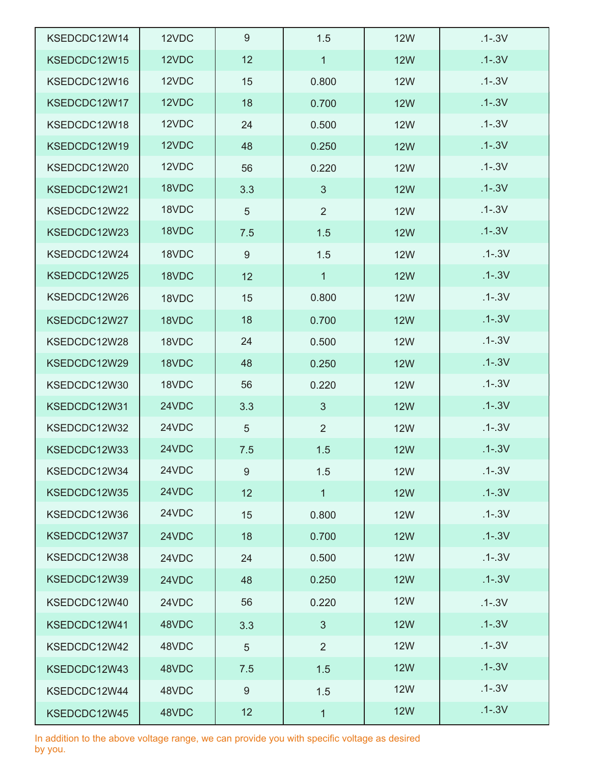| | | | | | |
|---|---|---|---|---|---|
| KSEDCDC12W14 | 12VDC | 9 | 1.5 | 12W | .1-.3V |
| KSEDCDC12W15 | 12VDC | 12 | 1 | 12W | .1-.3V |
| KSEDCDC12W16 | 12VDC | 15 | 0.800 | 12W | .1-.3V |
| KSEDCDC12W17 | 12VDC | 18 | 0.700 | 12W | .1-.3V |
| KSEDCDC12W18 | 12VDC | 24 | 0.500 | 12W | .1-.3V |
| KSEDCDC12W19 | 12VDC | 48 | 0.250 | 12W | .1-.3V |
| KSEDCDC12W20 | 12VDC | 56 | 0.220 | 12W | .1-.3V |
| KSEDCDC12W21 | 18VDC | 3.3 | 3 | 12W | .1-.3V |
| KSEDCDC12W22 | 18VDC | 5 | 2 | 12W | .1-.3V |
| KSEDCDC12W23 | 18VDC | 7.5 | 1.5 | 12W | .1-.3V |
| KSEDCDC12W24 | 18VDC | 9 | 1.5 | 12W | .1-.3V |
| KSEDCDC12W25 | 18VDC | 12 | 1 | 12W | .1-.3V |
| KSEDCDC12W26 | 18VDC | 15 | 0.800 | 12W | .1-.3V |
| KSEDCDC12W27 | 18VDC | 18 | 0.700 | 12W | .1-.3V |
| KSEDCDC12W28 | 18VDC | 24 | 0.500 | 12W | .1-.3V |
| KSEDCDC12W29 | 18VDC | 48 | 0.250 | 12W | .1-.3V |
| KSEDCDC12W30 | 18VDC | 56 | 0.220 | 12W | .1-.3V |
| KSEDCDC12W31 | 24VDC | 3.3 | 3 | 12W | .1-.3V |
| KSEDCDC12W32 | 24VDC | 5 | 2 | 12W | .1-.3V |
| KSEDCDC12W33 | 24VDC | 7.5 | 1.5 | 12W | .1-.3V |
| KSEDCDC12W34 | 24VDC | 9 | 1.5 | 12W | .1-.3V |
| KSEDCDC12W35 | 24VDC | 12 | 1 | 12W | .1-.3V |
| KSEDCDC12W36 | 24VDC | 15 | 0.800 | 12W | .1-.3V |
| KSEDCDC12W37 | 24VDC | 18 | 0.700 | 12W | .1-.3V |
| KSEDCDC12W38 | 24VDC | 24 | 0.500 | 12W | .1-.3V |
| KSEDCDC12W39 | 24VDC | 48 | 0.250 | 12W | .1-.3V |
| KSEDCDC12W40 | 24VDC | 56 | 0.220 | 12W | .1-.3V |
| KSEDCDC12W41 | 48VDC | 3.3 | 3 | 12W | .1-.3V |
| KSEDCDC12W42 | 48VDC | 5 | 2 | 12W | .1-.3V |
| KSEDCDC12W43 | 48VDC | 7.5 | 1.5 | 12W | .1-.3V |
| KSEDCDC12W44 | 48VDC | 9 | 1.5 | 12W | .1-.3V |
| KSEDCDC12W45 | 48VDC | 12 | 1 | 12W | .1-.3V |

In addition to the above voltage range, we can provide you with specific voltage as desired by you.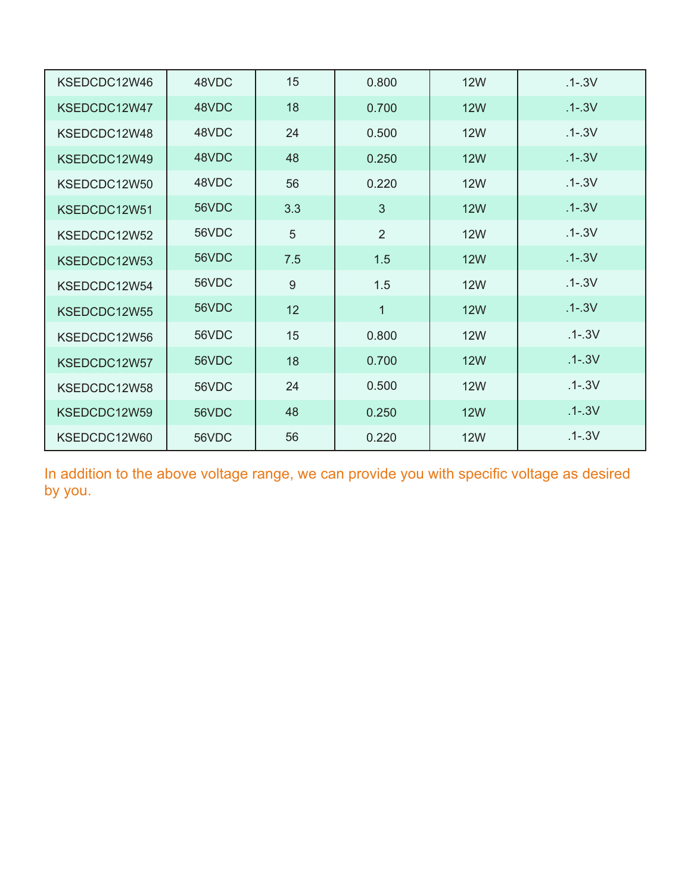| | | | | | |
|---|---|---|---|---|---|
| KSEDCDC12W46 | 48VDC | 15 | 0.800 | 12W | .1-.3V |
| KSEDCDC12W47 | 48VDC | 18 | 0.700 | 12W | .1-.3V |
| KSEDCDC12W48 | 48VDC | 24 | 0.500 | 12W | .1-.3V |
| KSEDCDC12W49 | 48VDC | 48 | 0.250 | 12W | .1-.3V |
| KSEDCDC12W50 | 48VDC | 56 | 0.220 | 12W | .1-.3V |
| KSEDCDC12W51 | 56VDC | 3.3 | 3 | 12W | .1-.3V |
| KSEDCDC12W52 | 56VDC | 5 | 2 | 12W | .1-.3V |
| KSEDCDC12W53 | 56VDC | 7.5 | 1.5 | 12W | .1-.3V |
| KSEDCDC12W54 | 56VDC | 9 | 1.5 | 12W | .1-.3V |
| KSEDCDC12W55 | 56VDC | 12 | 1 | 12W | .1-.3V |
| KSEDCDC12W56 | 56VDC | 15 | 0.800 | 12W | .1-.3V |
| KSEDCDC12W57 | 56VDC | 18 | 0.700 | 12W | .1-.3V |
| KSEDCDC12W58 | 56VDC | 24 | 0.500 | 12W | .1-.3V |
| KSEDCDC12W59 | 56VDC | 48 | 0.250 | 12W | .1-.3V |
| KSEDCDC12W60 | 56VDC | 56 | 0.220 | 12W | .1-.3V |

In addition to the above voltage range, we can provide you with specific voltage as desired by you.